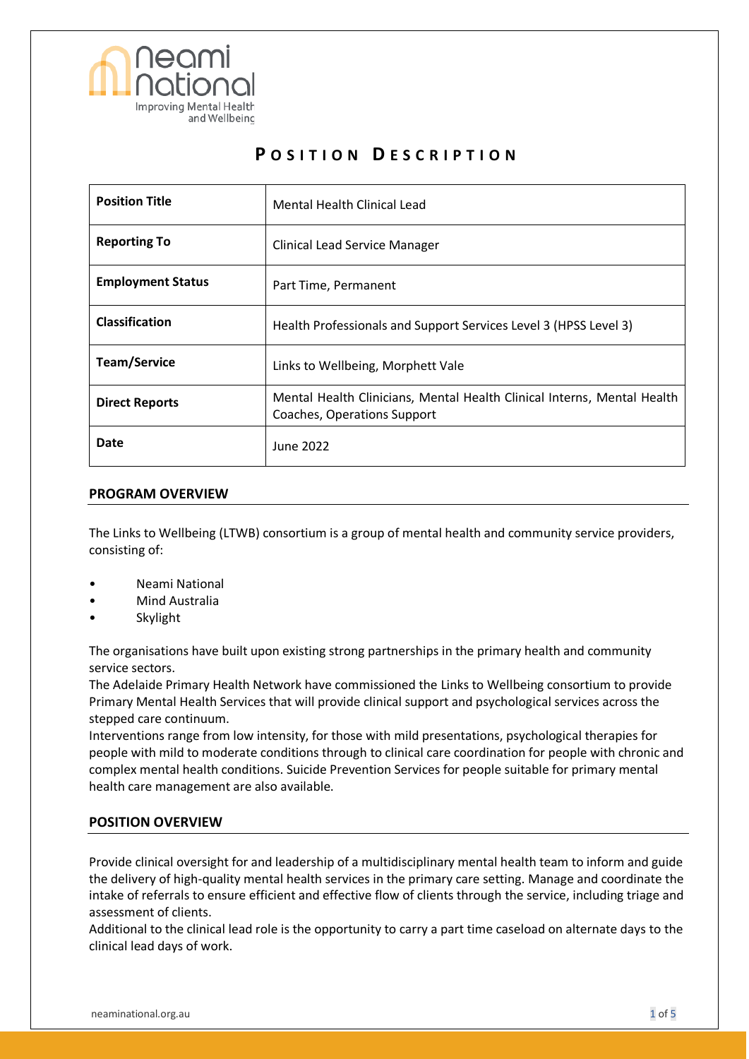# POSITION DESCRIPTION

| Position Title | Mental Health Clinical Lead |
|---|---|
| Reporting To | Clinical Lead Service Manager |
| Employment Status | Part Time, Permanent |
| Classification | Health Professionals and Support Services Level 3 (HPSS Level 3) |
| Team/Service | Links to Wellbeing, Morphett Vale |
| Direct Reports | Mental Health Clinicians, Mental Health Clinical Interns, Mental Health Coaches, Operations Support |
| Date | June 2022 |

## PROGRAM OVERVIEW

The Links to Wellbeing (LTWB) consortium is a group of mental health and community service providers, consisting of:

- Neami National
- Mind Australia
- Skylight

The organisations have built upon existing strong partnerships in the primary health and community service sectors.

The Adelaide Primary Health Network have commissioned the Links to Wellbeing consortium to provide Primary Mental Health Services that will provide clinical support and psychological services across the stepped care continuum.

Interventions range from low intensity, for those with mild presentations, psychological therapies for people with mild to moderate conditions through to clinical care coordination for people with chronic and complex mental health conditions. Suicide Prevention Services for people suitable for primary mental health care management are also available.

## POSITION OVERVIEW

Provide clinical oversight for and leadership of a multidisciplinary mental health team to inform and guide the delivery of high-quality mental health services in the primary care setting. Manage and coordinate the intake of referrals to ensure efficient and effective flow of clients through the service, including triage and assessment of clients.

Additional to the clinical lead role is the opportunity to carry a part time caseload on alternate days to the clinical lead days of work.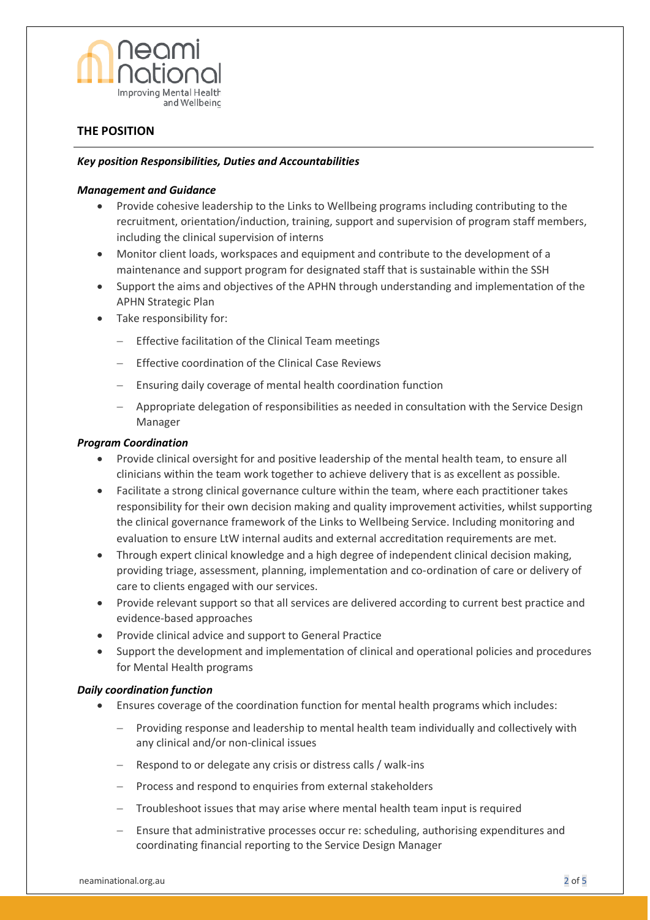## THE POSITION

***Key position Responsibilities, Duties and Accountabilities***

***Management and Guidance***

- Provide cohesive leadership to the Links to Wellbeing programs including contributing to the recruitment, orientation/induction, training, support and supervision of program staff members, including the clinical supervision of interns
- Monitor client loads, workspaces and equipment and contribute to the development of a maintenance and support program for designated staff that is sustainable within the SSH
- Support the aims and objectives of the APHN through understanding and implementation of the APHN Strategic Plan
- Take responsibility for:
  - Effective facilitation of the Clinical Team meetings
  - Effective coordination of the Clinical Case Reviews
  - Ensuring daily coverage of mental health coordination function
  - Appropriate delegation of responsibilities as needed in consultation with the Service Design Manager

***Program Coordination***

- Provide clinical oversight for and positive leadership of the mental health team, to ensure all clinicians within the team work together to achieve delivery that is as excellent as possible.
- Facilitate a strong clinical governance culture within the team, where each practitioner takes responsibility for their own decision making and quality improvement activities, whilst supporting the clinical governance framework of the Links to Wellbeing Service. Including monitoring and evaluation to ensure LtW internal audits and external accreditation requirements are met.
- Through expert clinical knowledge and a high degree of independent clinical decision making, providing triage, assessment, planning, implementation and co-ordination of care or delivery of care to clients engaged with our services.
- Provide relevant support so that all services are delivered according to current best practice and evidence-based approaches
- Provide clinical advice and support to General Practice
- Support the development and implementation of clinical and operational policies and procedures for Mental Health programs

***Daily coordination function***

- Ensures coverage of the coordination function for mental health programs which includes:
  - Providing response and leadership to mental health team individually and collectively with any clinical and/or non-clinical issues
  - Respond to or delegate any crisis or distress calls / walk-ins
  - Process and respond to enquiries from external stakeholders
  - Troubleshoot issues that may arise where mental health team input is required
  - Ensure that administrative processes occur re: scheduling, authorising expenditures and coordinating financial reporting to the Service Design Manager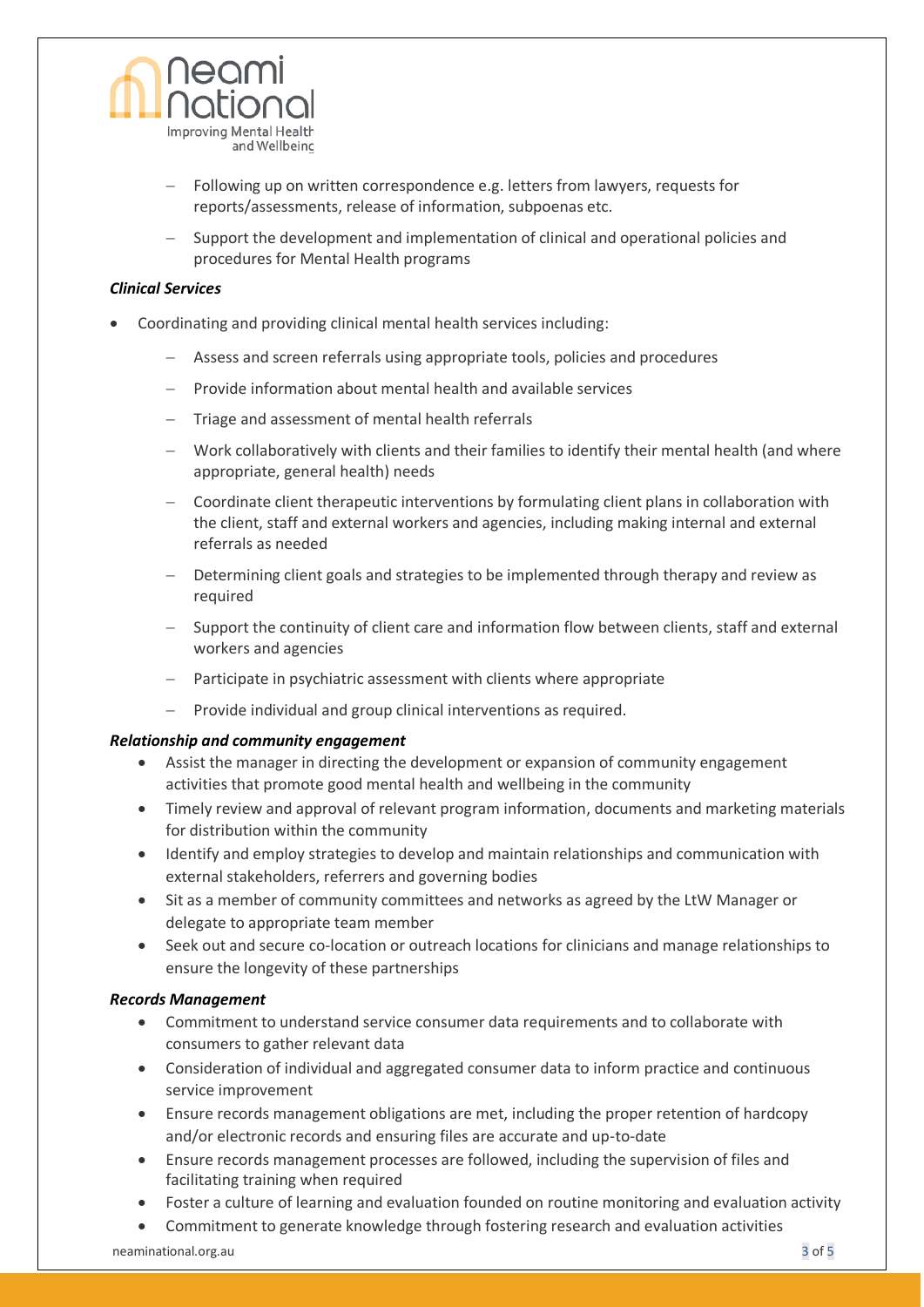- Following up on written correspondence e.g. letters from lawyers, requests for reports/assessments, release of information, subpoenas etc.
  - Support the development and implementation of clinical and operational policies and procedures for Mental Health programs

***Clinical Services***

- Coordinating and providing clinical mental health services including:
  - Assess and screen referrals using appropriate tools, policies and procedures
  - Provide information about mental health and available services
  - Triage and assessment of mental health referrals
  - Work collaboratively with clients and their families to identify their mental health (and where appropriate, general health) needs
  - Coordinate client therapeutic interventions by formulating client plans in collaboration with the client, staff and external workers and agencies, including making internal and external referrals as needed
  - Determining client goals and strategies to be implemented through therapy and review as required
  - Support the continuity of client care and information flow between clients, staff and external workers and agencies
  - Participate in psychiatric assessment with clients where appropriate
  - Provide individual and group clinical interventions as required.

***Relationship and community engagement***

- Assist the manager in directing the development or expansion of community engagement activities that promote good mental health and wellbeing in the community
- Timely review and approval of relevant program information, documents and marketing materials for distribution within the community
- Identify and employ strategies to develop and maintain relationships and communication with external stakeholders, referrers and governing bodies
- Sit as a member of community committees and networks as agreed by the LtW Manager or delegate to appropriate team member
- Seek out and secure co-location or outreach locations for clinicians and manage relationships to ensure the longevity of these partnerships

***Records Management***

- Commitment to understand service consumer data requirements and to collaborate with consumers to gather relevant data
- Consideration of individual and aggregated consumer data to inform practice and continuous service improvement
- Ensure records management obligations are met, including the proper retention of hardcopy and/or electronic records and ensuring files are accurate and up-to-date
- Ensure records management processes are followed, including the supervision of files and facilitating training when required
- Foster a culture of learning and evaluation founded on routine monitoring and evaluation activity
- Commitment to generate knowledge through fostering research and evaluation activities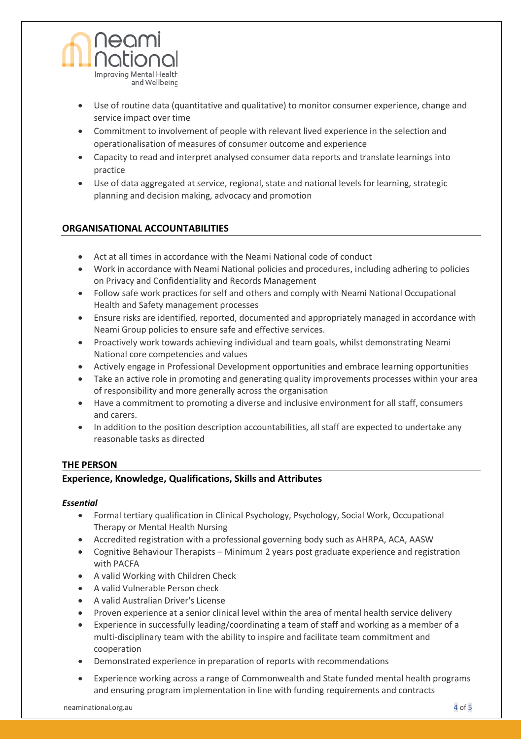- Use of routine data (quantitative and qualitative) to monitor consumer experience, change and service impact over time
- Commitment to involvement of people with relevant lived experience in the selection and operationalisation of measures of consumer outcome and experience
- Capacity to read and interpret analysed consumer data reports and translate learnings into practice
- Use of data aggregated at service, regional, state and national levels for learning, strategic planning and decision making, advocacy and promotion

## ORGANISATIONAL ACCOUNTABILITIES

- Act at all times in accordance with the Neami National code of conduct
- Work in accordance with Neami National policies and procedures, including adhering to policies on Privacy and Confidentiality and Records Management
- Follow safe work practices for self and others and comply with Neami National Occupational Health and Safety management processes
- Ensure risks are identified, reported, documented and appropriately managed in accordance with Neami Group policies to ensure safe and effective services.
- Proactively work towards achieving individual and team goals, whilst demonstrating Neami National core competencies and values
- Actively engage in Professional Development opportunities and embrace learning opportunities
- Take an active role in promoting and generating quality improvements processes within your area of responsibility and more generally across the organisation
- Have a commitment to promoting a diverse and inclusive environment for all staff, consumers and carers.
- In addition to the position description accountabilities, all staff are expected to undertake any reasonable tasks as directed

## THE PERSON

### Experience, Knowledge, Qualifications, Skills and Attributes

***Essential***

- Formal tertiary qualification in Clinical Psychology, Psychology, Social Work, Occupational Therapy or Mental Health Nursing
- Accredited registration with a professional governing body such as AHRPA, ACA, AASW
- Cognitive Behaviour Therapists – Minimum 2 years post graduate experience and registration with PACFA
- A valid Working with Children Check
- A valid Vulnerable Person check
- A valid Australian Driver's License
- Proven experience at a senior clinical level within the area of mental health service delivery
- Experience in successfully leading/coordinating a team of staff and working as a member of a multi-disciplinary team with the ability to inspire and facilitate team commitment and cooperation
- Demonstrated experience in preparation of reports with recommendations
- Experience working across a range of Commonwealth and State funded mental health programs and ensuring program implementation in line with funding requirements and contracts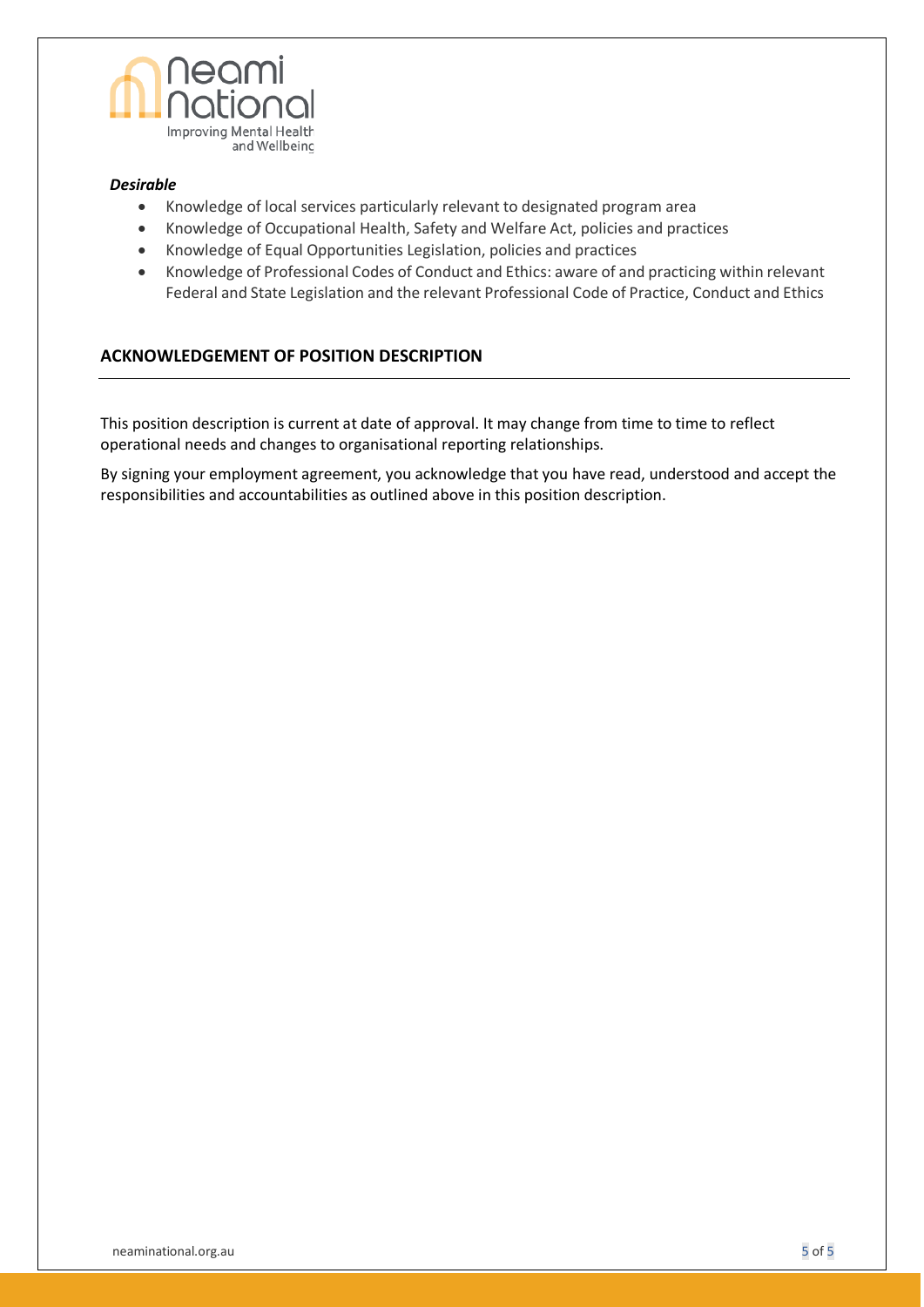***Desirable***

- Knowledge of local services particularly relevant to designated program area
- Knowledge of Occupational Health, Safety and Welfare Act, policies and practices
- Knowledge of Equal Opportunities Legislation, policies and practices
- Knowledge of Professional Codes of Conduct and Ethics: aware of and practicing within relevant Federal and State Legislation and the relevant Professional Code of Practice, Conduct and Ethics

## ACKNOWLEDGEMENT OF POSITION DESCRIPTION

This position description is current at date of approval. It may change from time to time to reflect operational needs and changes to organisational reporting relationships.

By signing your employment agreement, you acknowledge that you have read, understood and accept the responsibilities and accountabilities as outlined above in this position description.